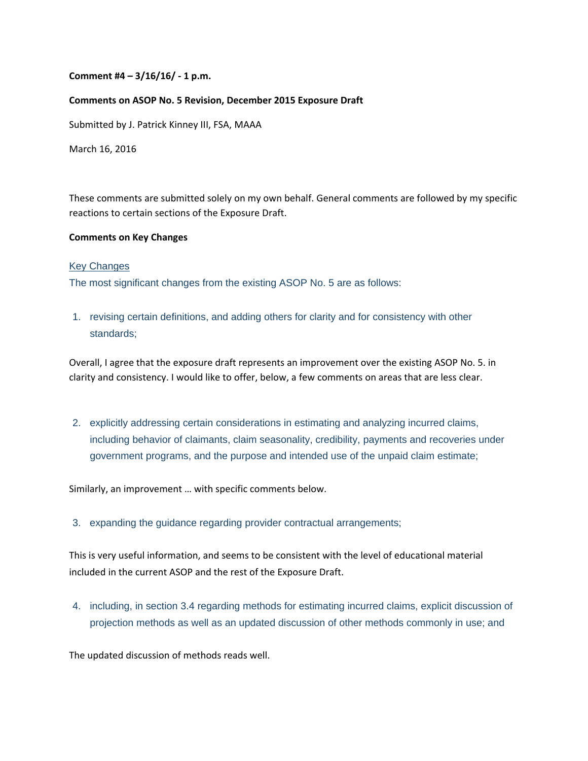**Comment #4 – 3/16/16/ - 1 p.m.**

**Comments on ASOP No. 5 Revision, December 2015 Exposure Draft**

Submitted by J. Patrick Kinney III, FSA, MAAA

March 16, 2016

These comments are submitted solely on my own behalf. General comments are followed by my specific reactions to certain sections of the Exposure Draft.

**Comments on Key Changes**

Key Changes

The most significant changes from the existing ASOP No. 5 are as follows:

1. revising certain definitions, and adding others for clarity and for consistency with other standards;

Overall, I agree that the exposure draft represents an improvement over the existing ASOP No. 5. in clarity and consistency. I would like to offer, below, a few comments on areas that are less clear.

2. explicitly addressing certain considerations in estimating and analyzing incurred claims, including behavior of claimants, claim seasonality, credibility, payments and recoveries under government programs, and the purpose and intended use of the unpaid claim estimate;

Similarly, an improvement … with specific comments below.

3. expanding the guidance regarding provider contractual arrangements;

This is very useful information, and seems to be consistent with the level of educational material included in the current ASOP and the rest of the Exposure Draft.

4. including, in section 3.4 regarding methods for estimating incurred claims, explicit discussion of projection methods as well as an updated discussion of other methods commonly in use; and

The updated discussion of methods reads well.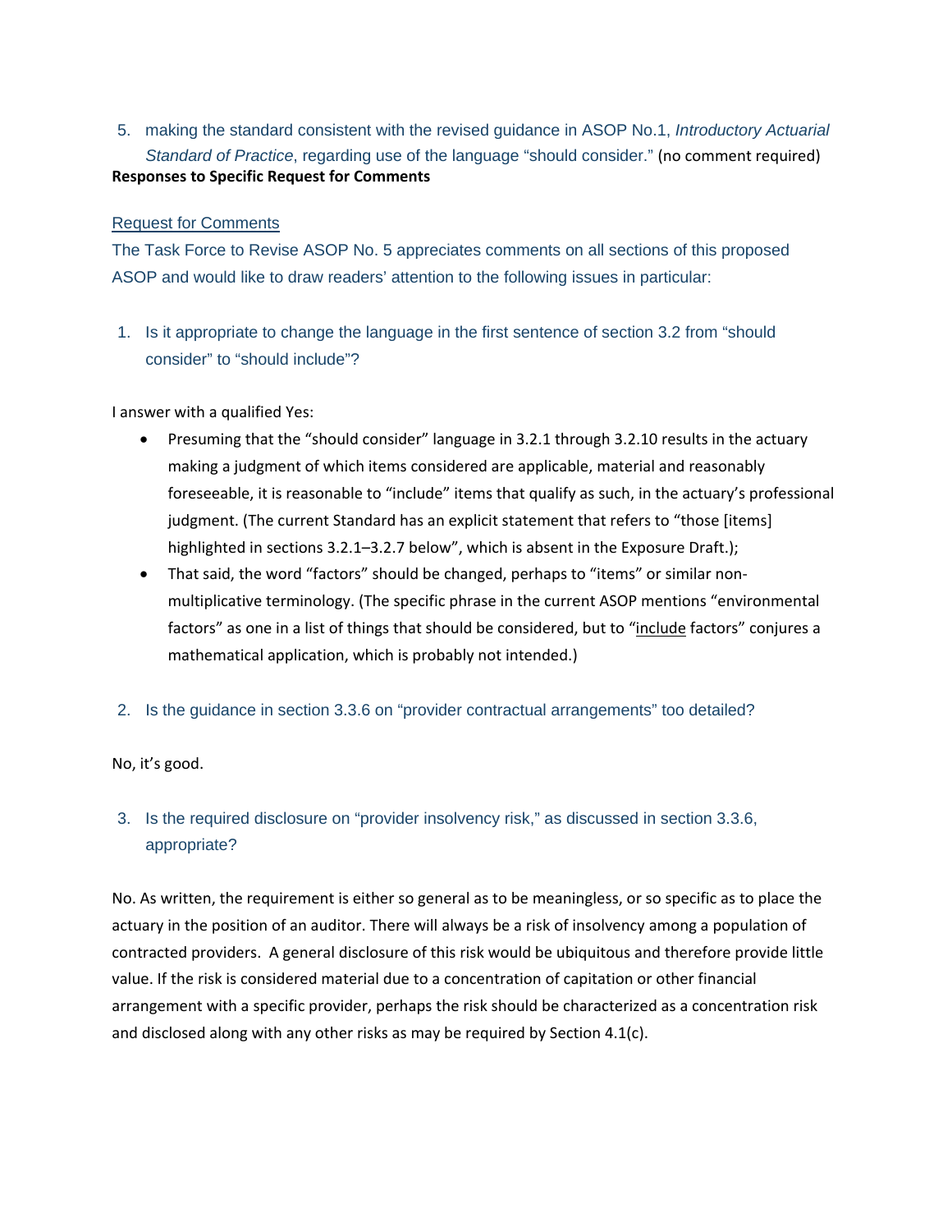5. making the standard consistent with the revised guidance in ASOP No.1, *Introductory Actuarial Standard of Practice*, regarding use of the language "should consider." (no comment required)

**Responses to Specific Request for Comments**

Request for Comments

The Task Force to Revise ASOP No. 5 appreciates comments on all sections of this proposed ASOP and would like to draw readers' attention to the following issues in particular:

1. Is it appropriate to change the language in the first sentence of section 3.2 from "should consider" to "should include"?

I answer with a qualified Yes:

- Presuming that the "should consider" language in 3.2.1 through 3.2.10 results in the actuary making a judgment of which items considered are applicable, material and reasonably foreseeable, it is reasonable to "include" items that qualify as such, in the actuary's professional judgment. (The current Standard has an explicit statement that refers to "those [items] highlighted in sections 3.2.1–3.2.7 below", which is absent in the Exposure Draft.);
- That said, the word "factors" should be changed, perhaps to "items" or similar non-multiplicative terminology. (The specific phrase in the current ASOP mentions "environmental factors" as one in a list of things that should be considered, but to "include factors" conjures a mathematical application, which is probably not intended.)

2. Is the guidance in section 3.3.6 on "provider contractual arrangements" too detailed?

No, it's good.

3. Is the required disclosure on "provider insolvency risk," as discussed in section 3.3.6, appropriate?

No. As written, the requirement is either so general as to be meaningless, or so specific as to place the actuary in the position of an auditor. There will always be a risk of insolvency among a population of contracted providers. A general disclosure of this risk would be ubiquitous and therefore provide little value. If the risk is considered material due to a concentration of capitation or other financial arrangement with a specific provider, perhaps the risk should be characterized as a concentration risk and disclosed along with any other risks as may be required by Section 4.1(c).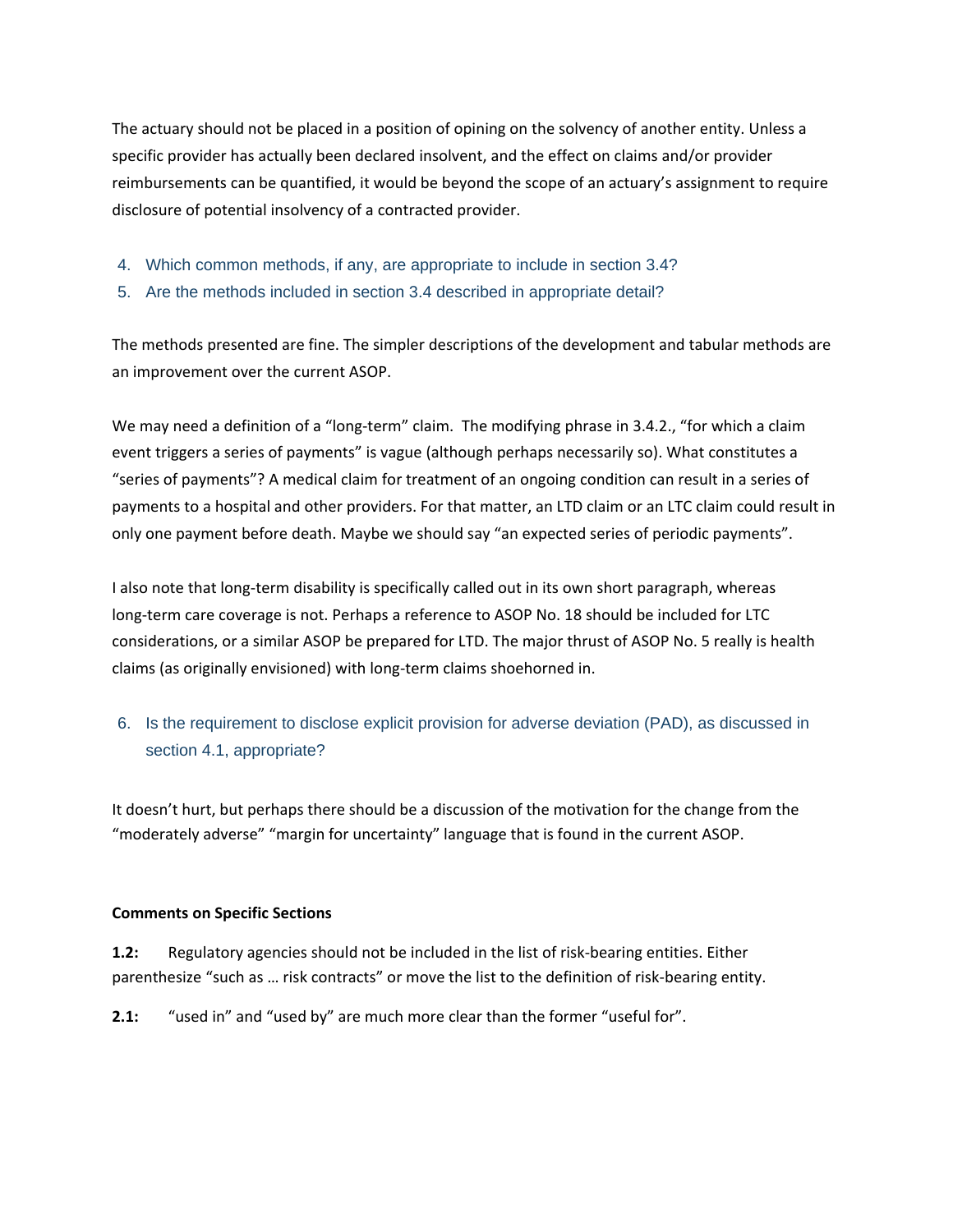The actuary should not be placed in a position of opining on the solvency of another entity. Unless a specific provider has actually been declared insolvent, and the effect on claims and/or provider reimbursements can be quantified, it would be beyond the scope of an actuary's assignment to require disclosure of potential insolvency of a contracted provider.

4. Which common methods, if any, are appropriate to include in section 3.4?
5. Are the methods included in section 3.4 described in appropriate detail?

The methods presented are fine. The simpler descriptions of the development and tabular methods are an improvement over the current ASOP.

We may need a definition of a "long-term" claim. The modifying phrase in 3.4.2., "for which a claim event triggers a series of payments" is vague (although perhaps necessarily so). What constitutes a "series of payments"? A medical claim for treatment of an ongoing condition can result in a series of payments to a hospital and other providers. For that matter, an LTD claim or an LTC claim could result in only one payment before death. Maybe we should say "an expected series of periodic payments".

I also note that long-term disability is specifically called out in its own short paragraph, whereas long-term care coverage is not. Perhaps a reference to ASOP No. 18 should be included for LTC considerations, or a similar ASOP be prepared for LTD. The major thrust of ASOP No. 5 really is health claims (as originally envisioned) with long-term claims shoehorned in.

6. Is the requirement to disclose explicit provision for adverse deviation (PAD), as discussed in section 4.1, appropriate?

It doesn't hurt, but perhaps there should be a discussion of the motivation for the change from the "moderately adverse" "margin for uncertainty" language that is found in the current ASOP.

**Comments on Specific Sections**

**1.2:** Regulatory agencies should not be included in the list of risk-bearing entities. Either parenthesize "such as … risk contracts" or move the list to the definition of risk-bearing entity.

**2.1:** "used in" and "used by" are much more clear than the former "useful for".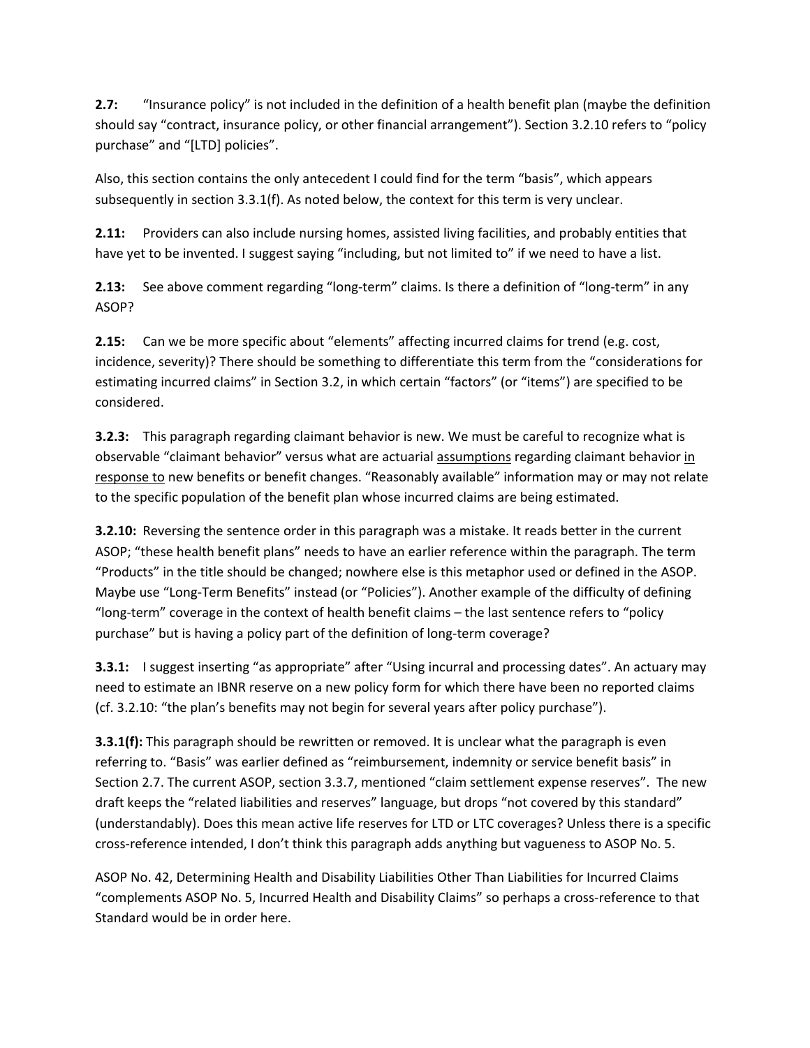**2.7:** "Insurance policy" is not included in the definition of a health benefit plan (maybe the definition should say "contract, insurance policy, or other financial arrangement"). Section 3.2.10 refers to "policy purchase" and "[LTD] policies".

Also, this section contains the only antecedent I could find for the term "basis", which appears subsequently in section 3.3.1(f). As noted below, the context for this term is very unclear.

**2.11:** Providers can also include nursing homes, assisted living facilities, and probably entities that have yet to be invented. I suggest saying "including, but not limited to" if we need to have a list.

**2.13:** See above comment regarding "long-term" claims. Is there a definition of "long-term" in any ASOP?

**2.15:** Can we be more specific about "elements" affecting incurred claims for trend (e.g. cost, incidence, severity)? There should be something to differentiate this term from the "considerations for estimating incurred claims" in Section 3.2, in which certain "factors" (or "items") are specified to be considered.

**3.2.3:** This paragraph regarding claimant behavior is new. We must be careful to recognize what is observable "claimant behavior" versus what are actuarial <u>assumptions</u> regarding claimant behavior <u>in response to</u> new benefits or benefit changes. "Reasonably available" information may or may not relate to the specific population of the benefit plan whose incurred claims are being estimated.

**3.2.10:** Reversing the sentence order in this paragraph was a mistake. It reads better in the current ASOP; "these health benefit plans" needs to have an earlier reference within the paragraph. The term "Products" in the title should be changed; nowhere else is this metaphor used or defined in the ASOP. Maybe use "Long-Term Benefits" instead (or "Policies"). Another example of the difficulty of defining "long-term" coverage in the context of health benefit claims – the last sentence refers to "policy purchase" but is having a policy part of the definition of long-term coverage?

**3.3.1:** I suggest inserting "as appropriate" after "Using incurral and processing dates". An actuary may need to estimate an IBNR reserve on a new policy form for which there have been no reported claims (cf. 3.2.10: "the plan's benefits may not begin for several years after policy purchase").

**3.3.1(f):** This paragraph should be rewritten or removed. It is unclear what the paragraph is even referring to. "Basis" was earlier defined as "reimbursement, indemnity or service benefit basis" in Section 2.7. The current ASOP, section 3.3.7, mentioned "claim settlement expense reserves". The new draft keeps the "related liabilities and reserves" language, but drops "not covered by this standard" (understandably). Does this mean active life reserves for LTD or LTC coverages? Unless there is a specific cross-reference intended, I don't think this paragraph adds anything but vagueness to ASOP No. 5.

ASOP No. 42, Determining Health and Disability Liabilities Other Than Liabilities for Incurred Claims "complements ASOP No. 5, Incurred Health and Disability Claims" so perhaps a cross-reference to that Standard would be in order here.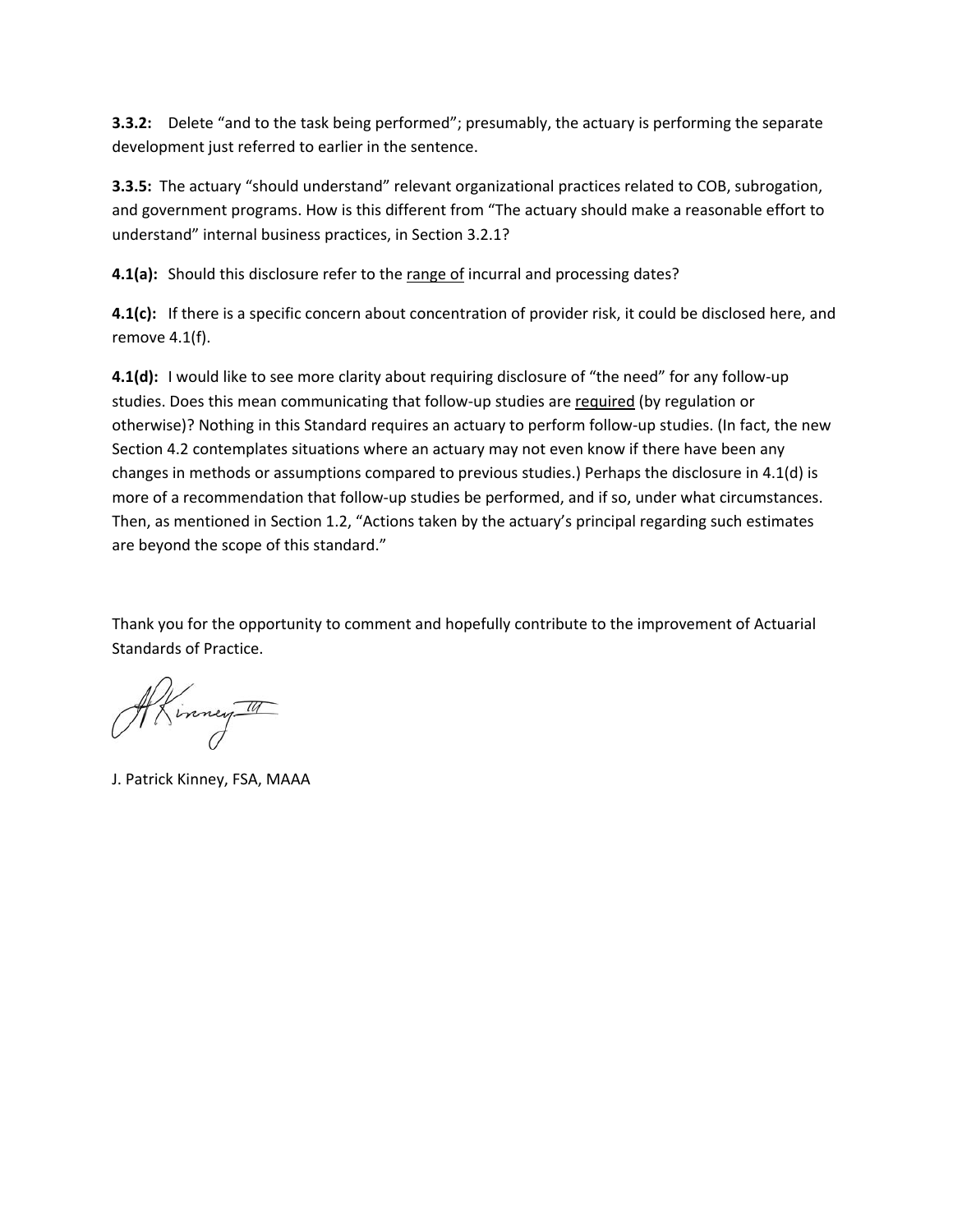**3.3.2:** Delete "and to the task being performed"; presumably, the actuary is performing the separate development just referred to earlier in the sentence.

**3.3.5:** The actuary "should understand" relevant organizational practices related to COB, subrogation, and government programs. How is this different from "The actuary should make a reasonable effort to understand" internal business practices, in Section 3.2.1?

**4.1(a):** Should this disclosure refer to the range of incurral and processing dates?

**4.1(c):** If there is a specific concern about concentration of provider risk, it could be disclosed here, and remove 4.1(f).

**4.1(d):** I would like to see more clarity about requiring disclosure of "the need" for any follow-up studies. Does this mean communicating that follow-up studies are required (by regulation or otherwise)? Nothing in this Standard requires an actuary to perform follow-up studies. (In fact, the new Section 4.2 contemplates situations where an actuary may not even know if there have been any changes in methods or assumptions compared to previous studies.) Perhaps the disclosure in 4.1(d) is more of a recommendation that follow-up studies be performed, and if so, under what circumstances. Then, as mentioned in Section 1.2, "Actions taken by the actuary's principal regarding such estimates are beyond the scope of this standard."

Thank you for the opportunity to comment and hopefully contribute to the improvement of Actuarial Standards of Practice.

J. Patrick Kinney, FSA, MAAA